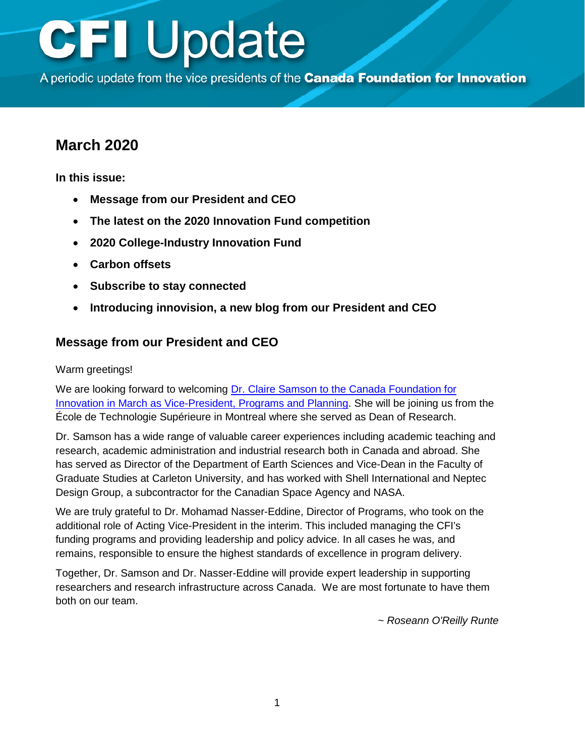# CFI Update

A periodic update from the vice presidents of the **Canada Foundation for Innovation**

## March 2020

**In this issue:**

- **Message from our President and CEO**
- **The latest on the 2020 Innovation Fund competition**
- **2020 College-Industry Innovation Fund**
- **Carbon offsets**
- **Subscribe to stay connected**
- **Introducing innovision, a new blog from our President and CEO**

### Message from our President and CEO

Warm greetings!

We are looking forward to welcoming [Dr. Claire Samson to the Canada Foundation for Innovation in March as Vice-President, Programs and Planning](). She will be joining us from the École de Technologie Supérieure in Montreal where she served as Dean of Research.

Dr. Samson has a wide range of valuable career experiences including academic teaching and research, academic administration and industrial research both in Canada and abroad. She has served as Director of the Department of Earth Sciences and Vice-Dean in the Faculty of Graduate Studies at Carleton University, and has worked with Shell International and Neptec Design Group, a subcontractor for the Canadian Space Agency and NASA.

We are truly grateful to Dr. Mohamad Nasser-Eddine, Director of Programs, who took on the additional role of Acting Vice-President in the interim. This included managing the CFI's funding programs and providing leadership and policy advice. In all cases he was, and remains, responsible to ensure the highest standards of excellence in program delivery.

Together, Dr. Samson and Dr. Nasser-Eddine will provide expert leadership in supporting researchers and research infrastructure across Canada. We are most fortunate to have them both on our team.

*~ Roseann O'Reilly Runte*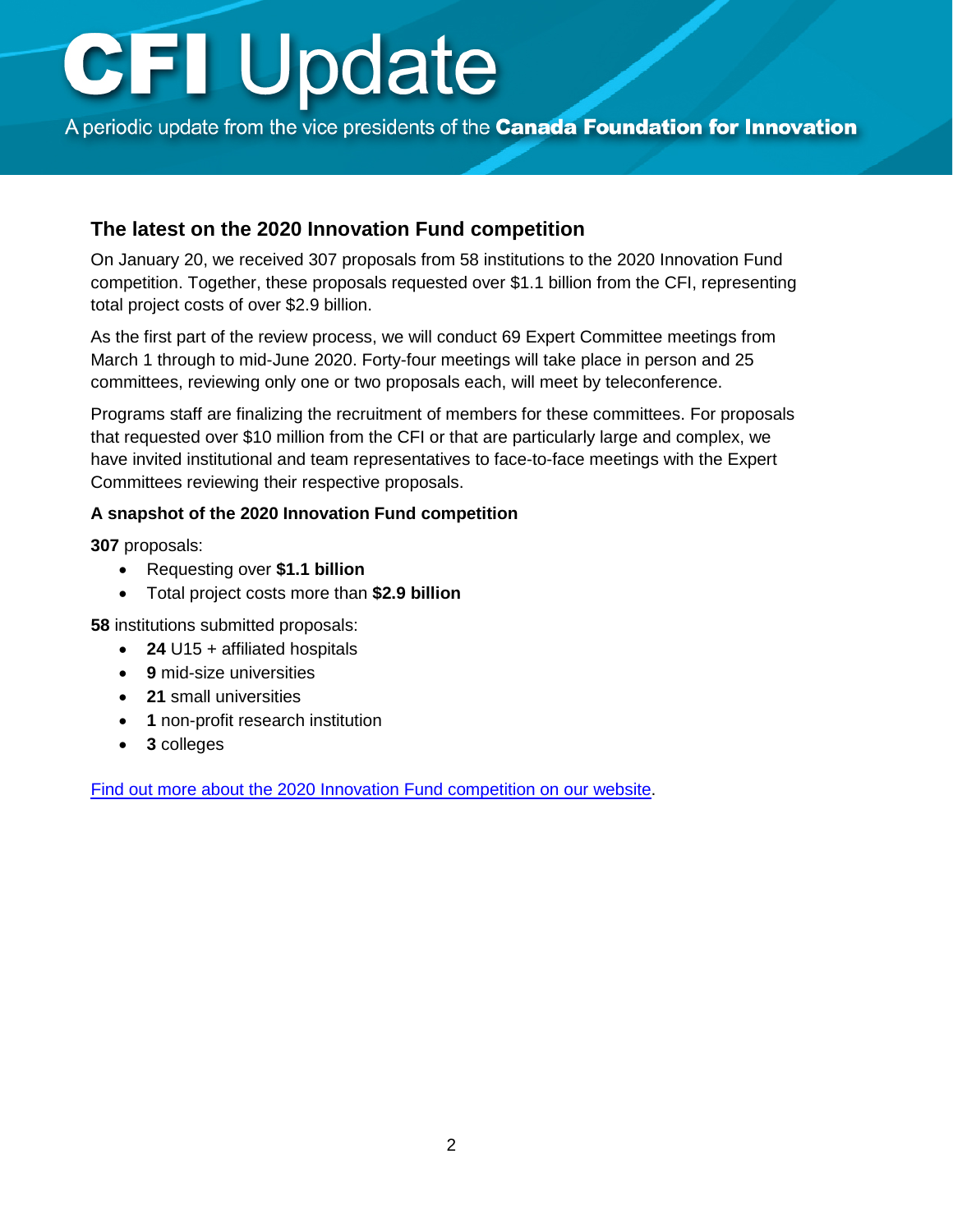# CFI Update

A periodic update from the vice presidents of the **Canada Foundation for Innovation**

## The latest on the 2020 Innovation Fund competition

On January 20, we received 307 proposals from 58 institutions to the 2020 Innovation Fund competition. Together, these proposals requested over $1.1 billion from the CFI, representing total project costs of over $2.9 billion.

As the first part of the review process, we will conduct 69 Expert Committee meetings from March 1 through to mid-June 2020. Forty-four meetings will take place in person and 25 committees, reviewing only one or two proposals each, will meet by teleconference.

Programs staff are finalizing the recruitment of members for these committees. For proposals that requested over $10 million from the CFI or that are particularly large and complex, we have invited institutional and team representatives to face-to-face meetings with the Expert Committees reviewing their respective proposals.

**A snapshot of the 2020 Innovation Fund competition**

**307** proposals:

- Requesting over **$1.1 billion**
- Total project costs more than **$2.9 billion**

**58** institutions submitted proposals:

- **24** U15 + affiliated hospitals
- **9** mid-size universities
- **21** small universities
- **1** non-profit research institution
- **3** colleges

[Find out more about the 2020 Innovation Fund competition on our website](#).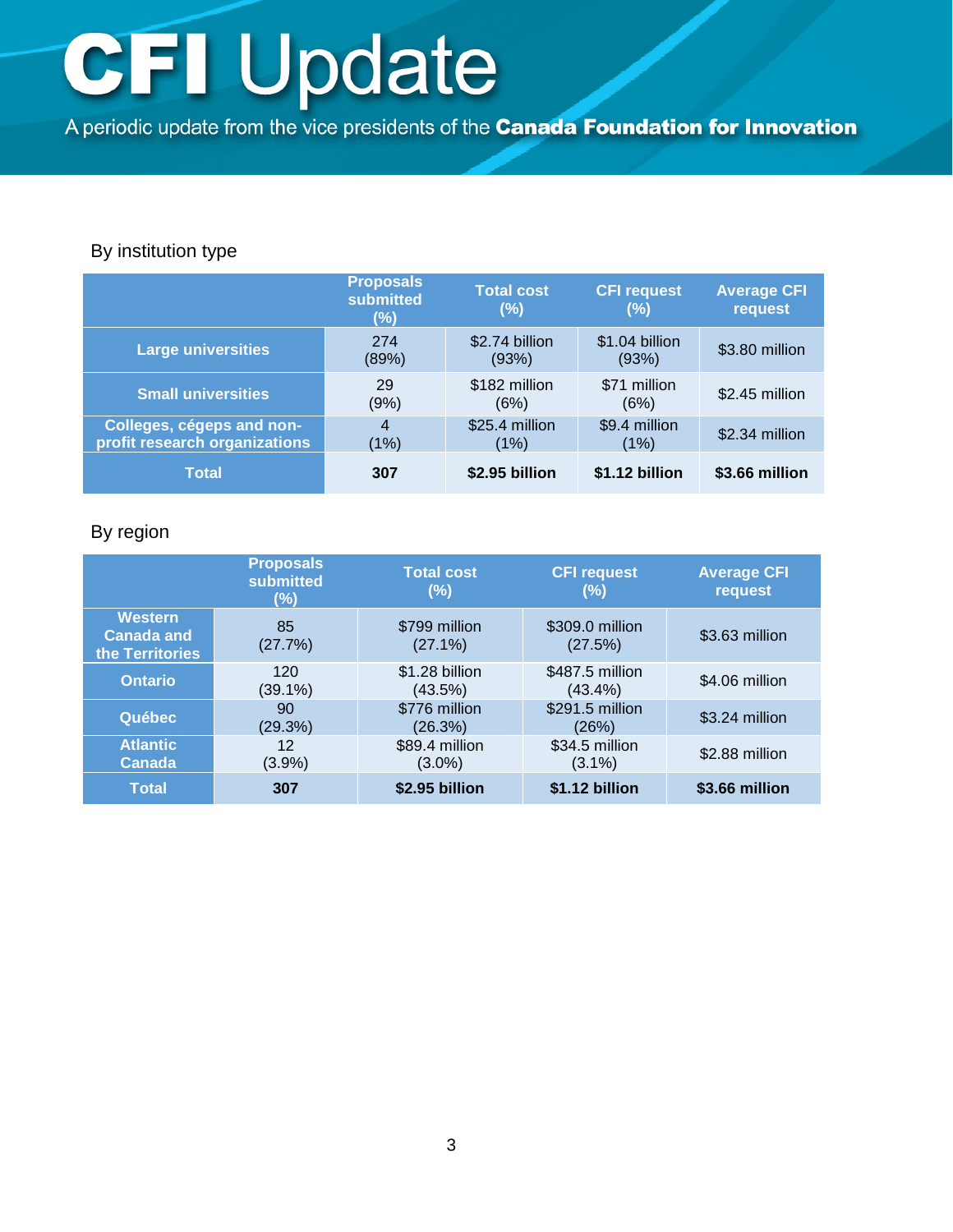By institution type

| | Proposals submitted (%) | Total cost (%) | CFI request (%) | Average CFI request |
|---|---|---|---|---|
| **Large universities** | 274 (89%) | $2.74 billion (93%) | $1.04 billion (93%) | $3.80 million |
| **Small universities** | 29 (9%) | $182 million (6%) | $71 million (6%) | $2.45 million |
| **Colleges, cégeps and non-profit research organizations** | 4 (1%) | $25.4 million (1%) | $9.4 million (1%) | $2.34 million |
| **Total** | **307** | **$2.95 billion** | **$1.12 billion** | **$3.66 million** |

By region

| | Proposals submitted (%) | Total cost (%) | CFI request (%) | Average CFI request |
|---|---|---|---|---|
| **Western Canada and the Territories** | 85 (27.7%) | $799 million (27.1%) | $309.0 million (27.5%) | $3.63 million |
| **Ontario** | 120 (39.1%) | $1.28 billion (43.5%) | $487.5 million (43.4%) | $4.06 million |
| **Québec** | 90 (29.3%) | $776 million (26.3%) | $291.5 million (26%) | $3.24 million |
| **Atlantic Canada** | 12 (3.9%) | $89.4 million (3.0%) | $34.5 million (3.1%) | $2.88 million |
| **Total** | **307** | **$2.95 billion** | **$1.12 billion** | **$3.66 million** |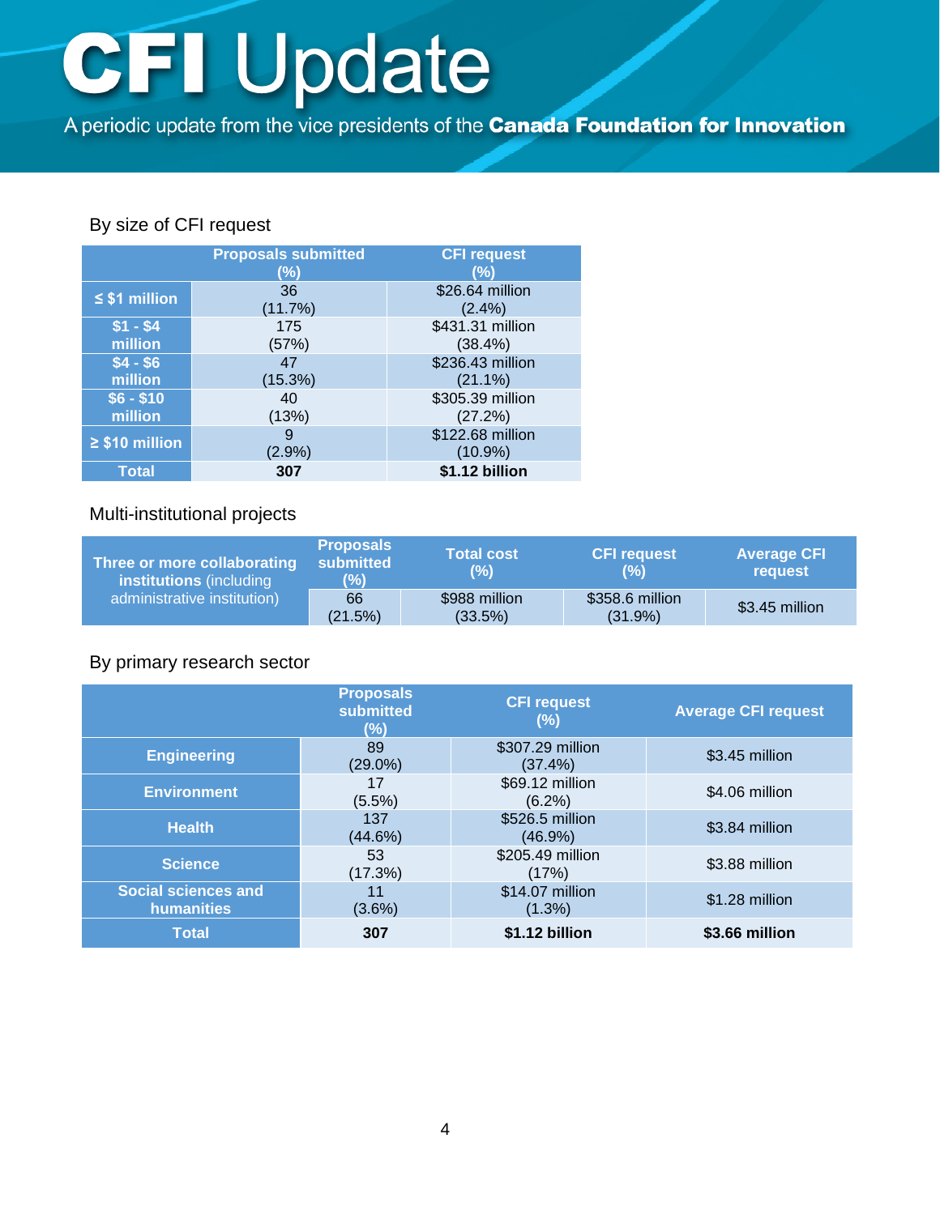# CFI Update

A periodic update from the vice presidents of the **Canada Foundation for Innovation**

## By size of CFI request

| | Proposals submitted (%) | CFI request (%) |
|---|---|---|
| **≤ $1 million** | 36 (11.7%) | $26.64 million (2.4%) |
| **$1 - $4 million** | 175 (57%) | $431.31 million (38.4%) |
| **$4 - $6 million** | 47 (15.3%) | $236.43 million (21.1%) |
| **$6 - $10 million** | 40 (13%) | $305.39 million (27.2%) |
| **≥ $10 million** | 9 (2.9%) | $122.68 million (10.9%) |
| **Total** | **307** | **$1.12 billion** |

## Multi-institutional projects

| | Proposals submitted (%) | Total cost (%) | CFI request (%) | Average CFI request |
|---|---|---|---|---|
| **Three or more collaborating institutions** (including administrative institution) | 66 (21.5%) | $988 million (33.5%) | $358.6 million (31.9%) | $3.45 million |

## By primary research sector

| | Proposals submitted (%) | CFI request (%) | Average CFI request |
|---|---|---|---|
| **Engineering** | 89 (29.0%) | $307.29 million (37.4%) | $3.45 million |
| **Environment** | 17 (5.5%) | $69.12 million (6.2%) | $4.06 million |
| **Health** | 137 (44.6%) | $526.5 million (46.9%) | $3.84 million |
| **Science** | 53 (17.3%) | $205.49 million (17%) | $3.88 million |
| **Social sciences and humanities** | 11 (3.6%) | $14.07 million (1.3%) | $1.28 million |
| **Total** | **307** | **$1.12 billion** | **$3.66 million** |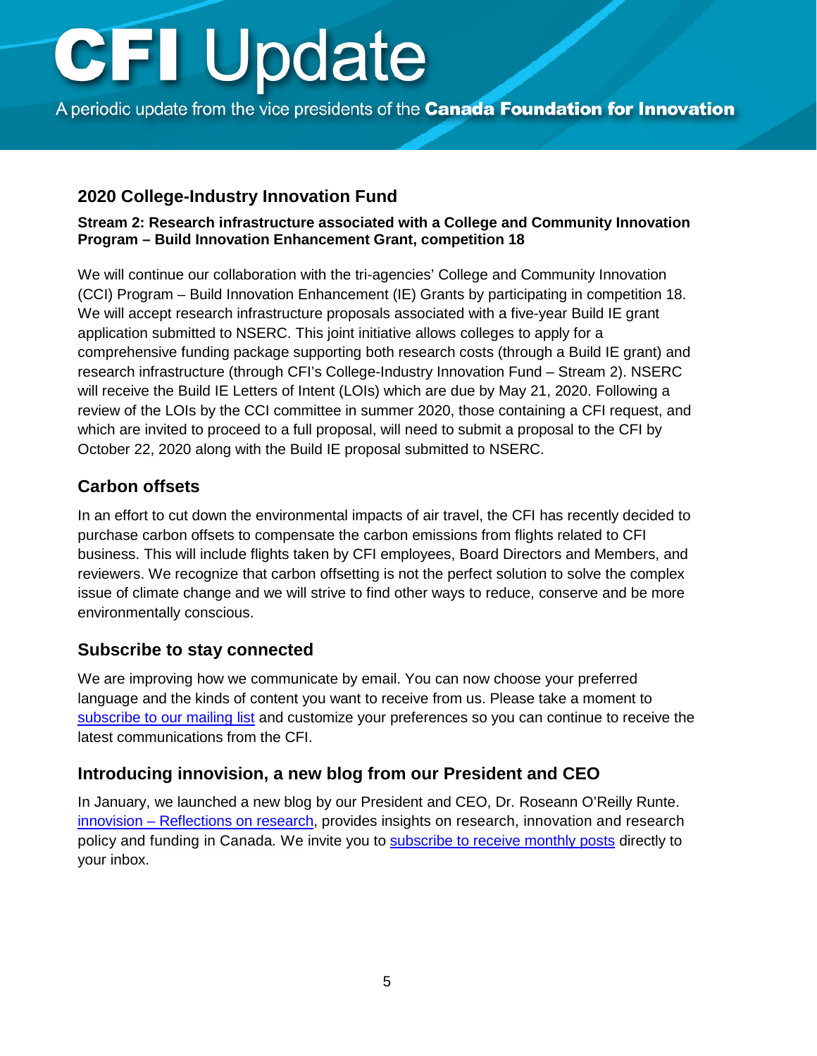# CFI Update

A periodic update from the vice presidents of the **Canada Foundation for Innovation**

## 2020 College-Industry Innovation Fund

**Stream 2: Research infrastructure associated with a College and Community Innovation Program – Build Innovation Enhancement Grant, competition 18**

We will continue our collaboration with the tri-agencies' College and Community Innovation (CCI) Program – Build Innovation Enhancement (IE) Grants by participating in competition 18. We will accept research infrastructure proposals associated with a five-year Build IE grant application submitted to NSERC. This joint initiative allows colleges to apply for a comprehensive funding package supporting both research costs (through a Build IE grant) and research infrastructure (through CFI's College-Industry Innovation Fund – Stream 2). NSERC will receive the Build IE Letters of Intent (LOIs) which are due by May 21, 2020. Following a review of the LOIs by the CCI committee in summer 2020, those containing a CFI request, and which are invited to proceed to a full proposal, will need to submit a proposal to the CFI by October 22, 2020 along with the Build IE proposal submitted to NSERC.

## Carbon offsets

In an effort to cut down the environmental impacts of air travel, the CFI has recently decided to purchase carbon offsets to compensate the carbon emissions from flights related to CFI business. This will include flights taken by CFI employees, Board Directors and Members, and reviewers. We recognize that carbon offsetting is not the perfect solution to solve the complex issue of climate change and we will strive to find other ways to reduce, conserve and be more environmentally conscious.

## Subscribe to stay connected

We are improving how we communicate by email. You can now choose your preferred language and the kinds of content you want to receive from us. Please take a moment to subscribe to our mailing list and customize your preferences so you can continue to receive the latest communications from the CFI.

## Introducing innovision, a new blog from our President and CEO

In January, we launched a new blog by our President and CEO, Dr. Roseann O'Reilly Runte. innovision – Reflections on research, provides insights on research, innovation and research policy and funding in Canada. We invite you to subscribe to receive monthly posts directly to your inbox.